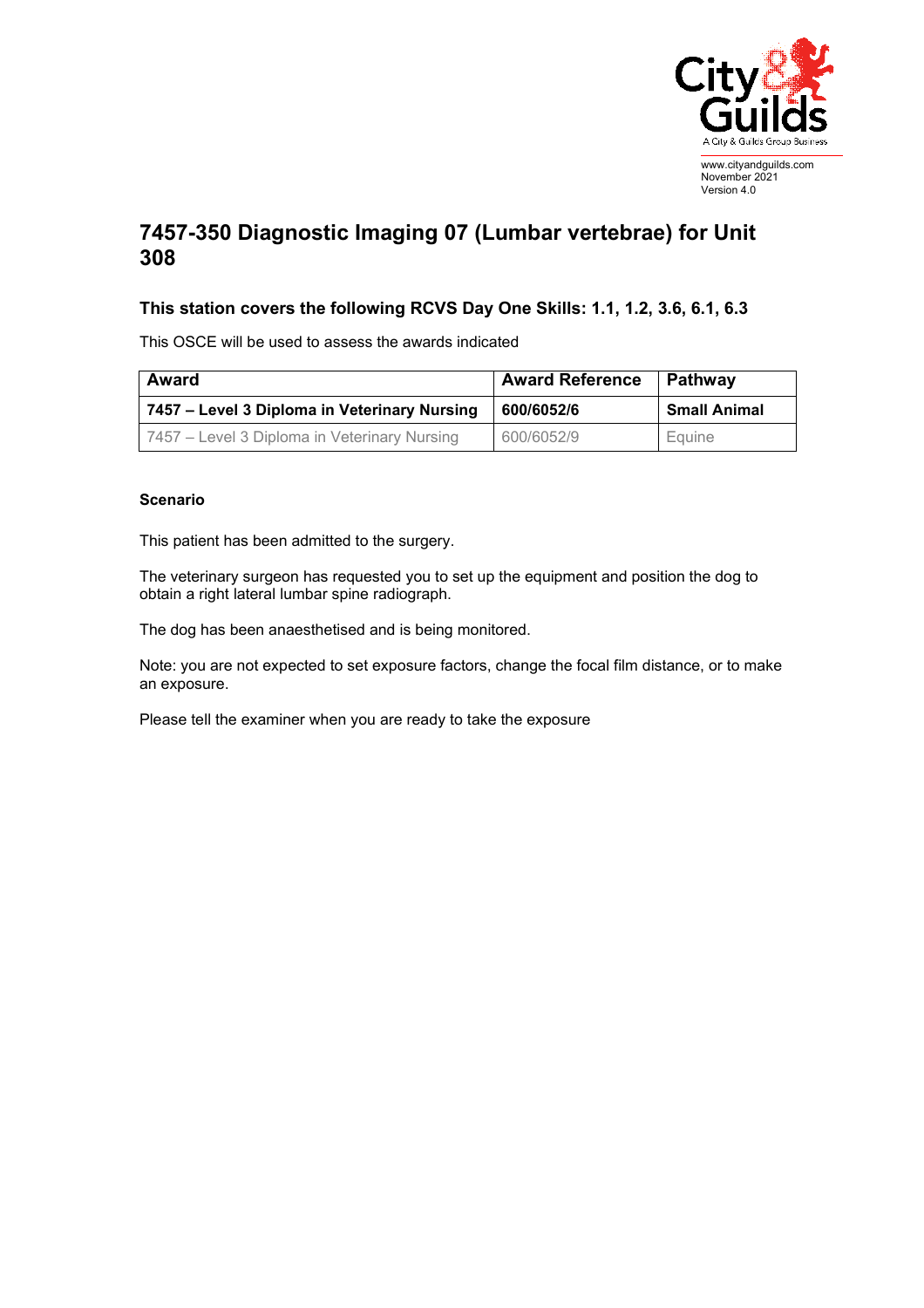www.cityandguilds.com
November 2021
Version 4.0

# 7457-350 Diagnostic Imaging 07 (Lumbar vertebrae) for Unit 308

### This station covers the following RCVS Day One Skills: 1.1, 1.2, 3.6, 6.1, 6.3

This OSCE will be used to assess the awards indicated

| Award | Award Reference | Pathway |
|---|---|---|
| **7457 – Level 3 Diploma in Veterinary Nursing** | **600/6052/6** | **Small Animal** |
| 7457 – Level 3 Diploma in Veterinary Nursing | 600/6052/9 | Equine |

**Scenario**

This patient has been admitted to the surgery.

The veterinary surgeon has requested you to set up the equipment and position the dog to obtain a right lateral lumbar spine radiograph.

The dog has been anaesthetised and is being monitored.

Note: you are not expected to set exposure factors, change the focal film distance, or to make an exposure.

Please tell the examiner when you are ready to take the exposure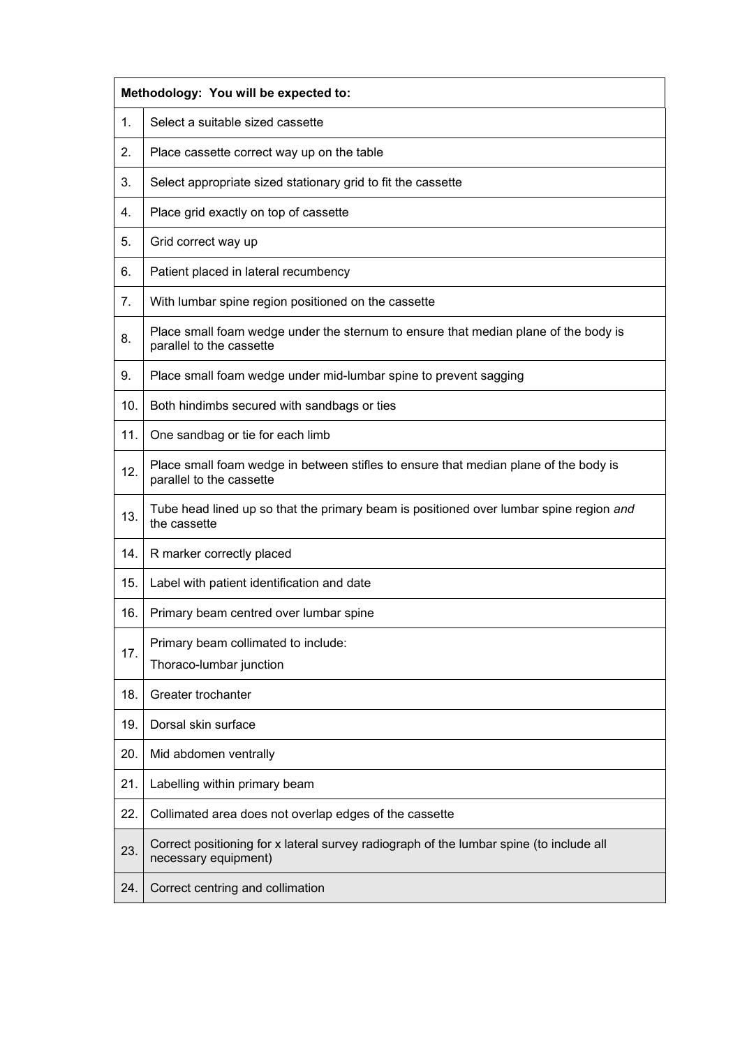| Methodology: You will be expected to: | |
|---|---|
| 1. | Select a suitable sized cassette |
| 2. | Place cassette correct way up on the table |
| 3. | Select appropriate sized stationary grid to fit the cassette |
| 4. | Place grid exactly on top of cassette |
| 5. | Grid correct way up |
| 6. | Patient placed in lateral recumbency |
| 7. | With lumbar spine region positioned on the cassette |
| 8. | Place small foam wedge under the sternum to ensure that median plane of the body is parallel to the cassette |
| 9. | Place small foam wedge under mid-lumbar spine to prevent sagging |
| 10. | Both hindimbs secured with sandbags or ties |
| 11. | One sandbag or tie for each limb |
| 12. | Place small foam wedge in between stifles to ensure that median plane of the body is parallel to the cassette |
| 13. | Tube head lined up so that the primary beam is positioned over lumbar spine region *and* the cassette |
| 14. | R marker correctly placed |
| 15. | Label with patient identification and date |
| 16. | Primary beam centred over lumbar spine |
| 17. | Primary beam collimated to include:<br>Thoraco-lumbar junction |
| 18. | Greater trochanter |
| 19. | Dorsal skin surface |
| 20. | Mid abdomen ventrally |
| 21. | Labelling within primary beam |
| 22. | Collimated area does not overlap edges of the cassette |
| 23. | Correct positioning for x lateral survey radiograph of the lumbar spine (to include all necessary equipment) |
| 24. | Correct centring and collimation |